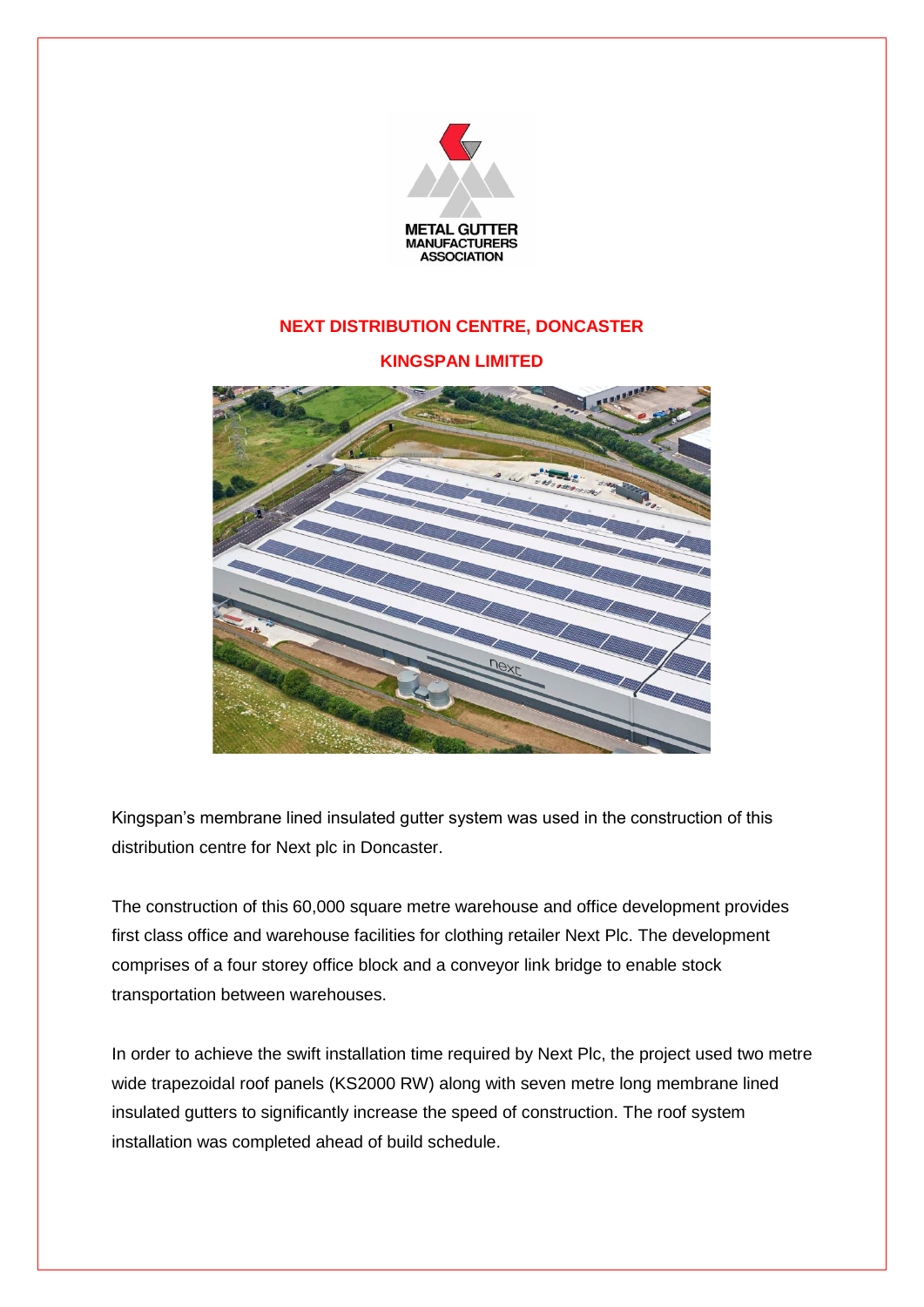METAL GUTTER MANUFACTURERS ASSOCIATION

## NEXT DISTRIBUTION CENTRE, DONCASTER

## KINGSPAN LIMITED

Kingspan's membrane lined insulated gutter system was used in the construction of this distribution centre for Next plc in Doncaster.

The construction of this 60,000 square metre warehouse and office development provides first class office and warehouse facilities for clothing retailer Next Plc. The development comprises of a four storey office block and a conveyor link bridge to enable stock transportation between warehouses.

In order to achieve the swift installation time required by Next Plc, the project used two metre wide trapezoidal roof panels (KS2000 RW) along with seven metre long membrane lined insulated gutters to significantly increase the speed of construction. The roof system installation was completed ahead of build schedule.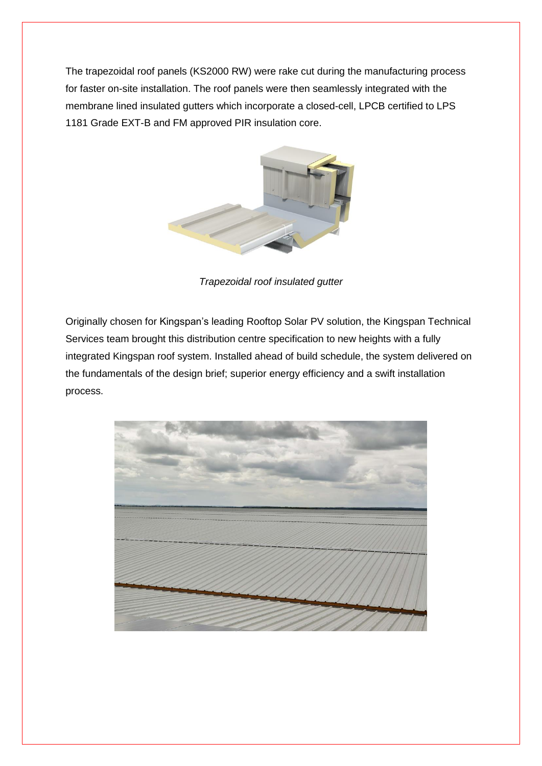The trapezoidal roof panels (KS2000 RW) were rake cut during the manufacturing process for faster on-site installation. The roof panels were then seamlessly integrated with the membrane lined insulated gutters which incorporate a closed-cell, LPCB certified to LPS 1181 Grade EXT-B and FM approved PIR insulation core.

*Trapezoidal roof insulated gutter*

Originally chosen for Kingspan's leading Rooftop Solar PV solution, the Kingspan Technical Services team brought this distribution centre specification to new heights with a fully integrated Kingspan roof system. Installed ahead of build schedule, the system delivered on the fundamentals of the design brief; superior energy efficiency and a swift installation process.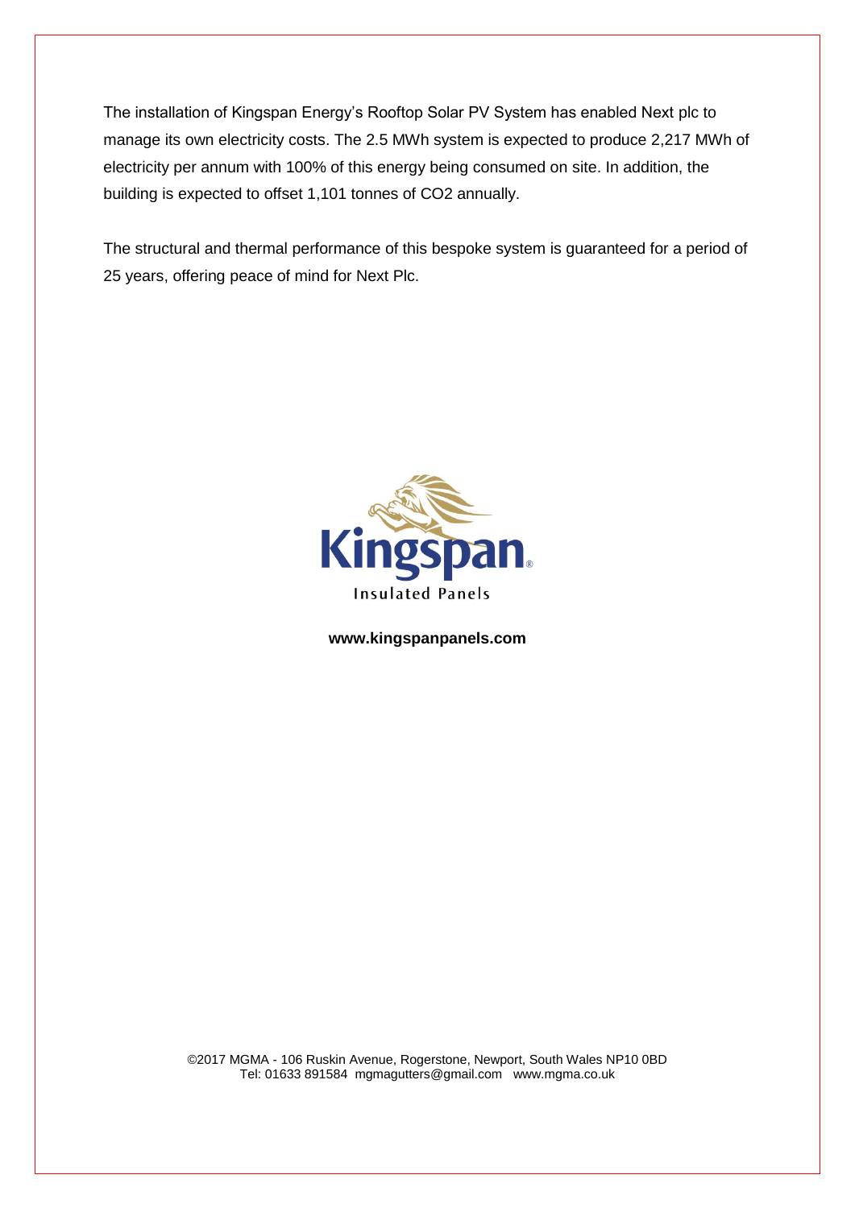The installation of Kingspan Energy's Rooftop Solar PV System has enabled Next plc to manage its own electricity costs. The 2.5 MWh system is expected to produce 2,217 MWh of electricity per annum with 100% of this energy being consumed on site. In addition, the building is expected to offset 1,101 tonnes of $CO_2$ annually.

The structural and thermal performance of this bespoke system is guaranteed for a period of 25 years, offering peace of mind for Next Plc.

Kingspan

Insulated Panels

**www.kingspanpanels.com**

©2017 MGMA - 106 Ruskin Avenue, Rogerstone, Newport, South Wales NP10 0BD
Tel: 01633 891584 mgmagutters@gmail.com www.mgma.co.uk